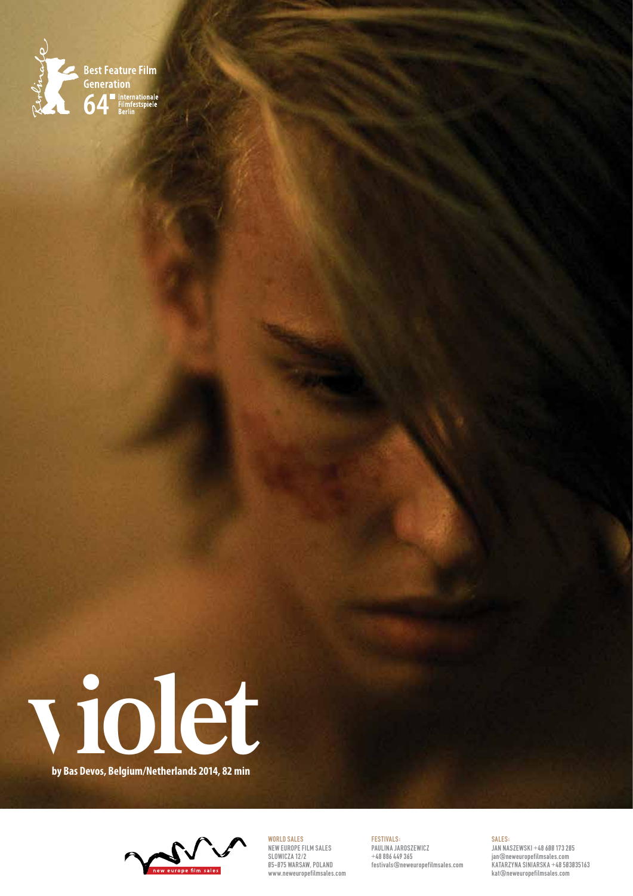Best Feature Film
Generation
64 Internationale Filmfestspiele Berlin

# violet

**by Bas Devos, Belgium/Netherlands 2014, 82 min**

new europe film sales

WORLD SALES
NEW EUROPE FILM SALES
SLOWICZA 12/2
05-075 WARSAW, POLAND
www.neweuropefilmsales.com

FESTIVALS:
PAULINA JAROSZEWICZ
+48 886 449 365
festivals@neweuropefilmsales.com

SALES:
JAN NASZEWSKI +48 600 173 205
jan@neweuropefilmsales.com
KATARZYNA SINIARSKA +48 503035163
kat@neweuropefilmsales.com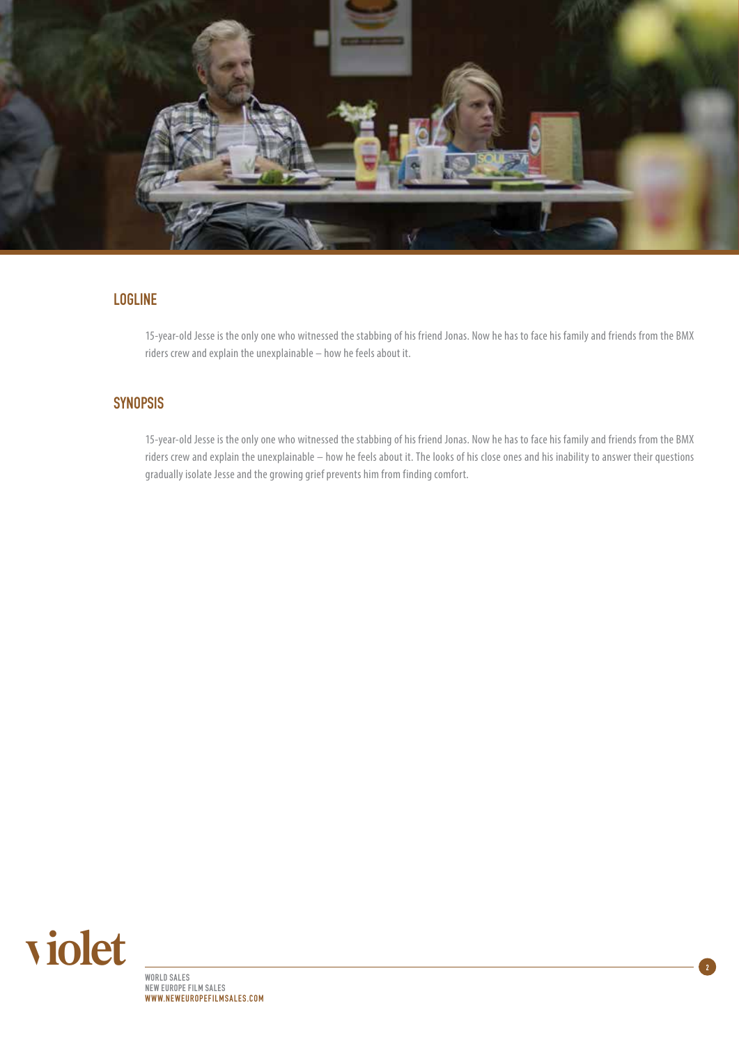## LOGLINE

15-year-old Jesse is the only one who witnessed the stabbing of his friend Jonas. Now he has to face his family and friends from the BMX riders crew and explain the unexplainable – how he feels about it.

## SYNOPSIS

15-year-old Jesse is the only one who witnessed the stabbing of his friend Jonas. Now he has to face his family and friends from the BMX riders crew and explain the unexplainable – how he feels about it. The looks of his close ones and his inability to answer their questions gradually isolate Jesse and the growing grief prevents him from finding comfort.

violet

WORLD SALES
NEW EUROPE FILM SALES
WWW.NEWEUROPEFILMSALES.COM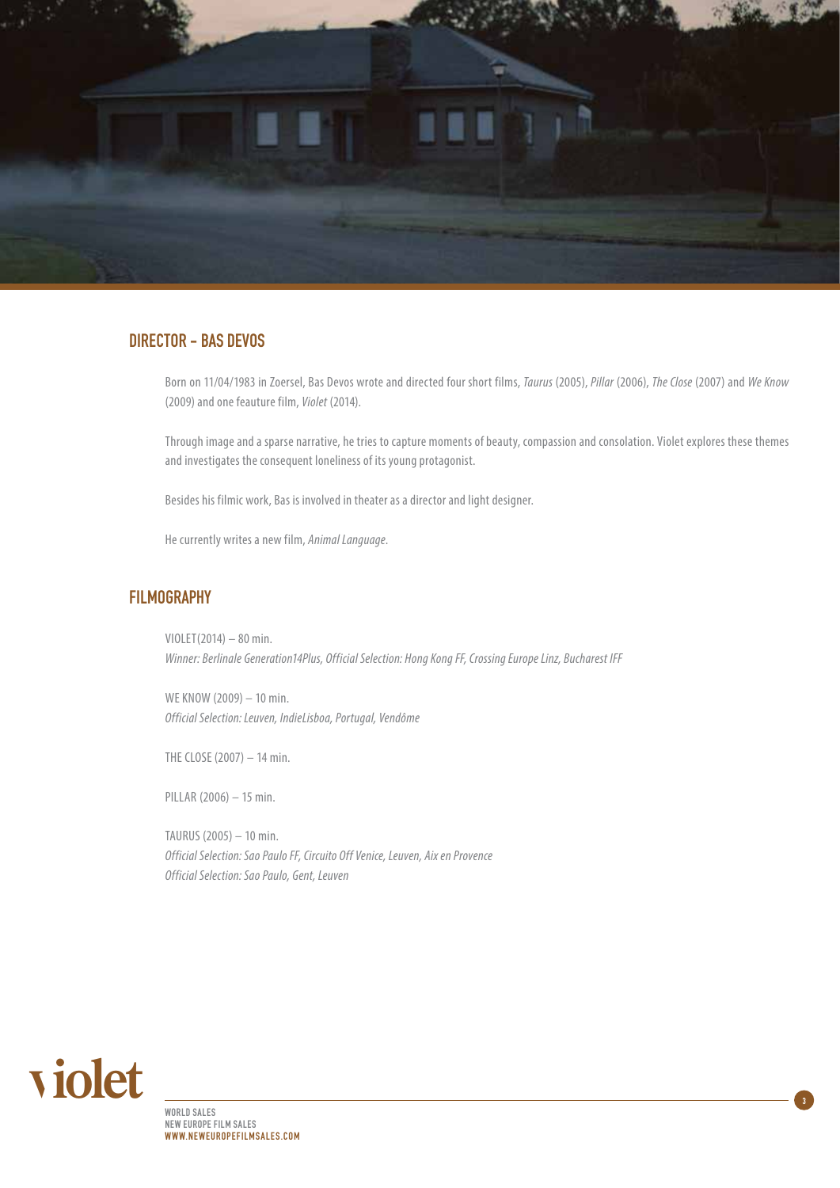## DIRECTOR - BAS DEVOS

Born on 11/04/1983 in Zoersel, Bas Devos wrote and directed four short films, *Taurus* (2005), *Pillar* (2006), *The Close* (2007) and *We Know* (2009) and one feauture film, *Violet* (2014).

Through image and a sparse narrative, he tries to capture moments of beauty, compassion and consolation. Violet explores these themes and investigates the consequent loneliness of its young protagonist.

Besides his filmic work, Bas is involved in theater as a director and light designer.

He currently writes a new film, *Animal Language*.

## FILMOGRAPHY

VIOLET(2014) – 80 min.
*Winner: Berlinale Generation14Plus, Official Selection: Hong Kong FF, Crossing Europe Linz, Bucharest IFF*

WE KNOW (2009) – 10 min.
*Official Selection: Leuven, IndieLisboa, Portugal, Vendôme*

THE CLOSE (2007) – 14 min.

PILLAR (2006) – 15 min.

TAURUS (2005) – 10 min.
*Official Selection: Sao Paulo FF, Circuito Off Venice, Leuven, Aix en Provence*
*Official Selection: Sao Paulo, Gent, Leuven*

violet

WORLD SALES
NEW EUROPE FILM SALES
WWW.NEWEUROPEFILMSALES.COM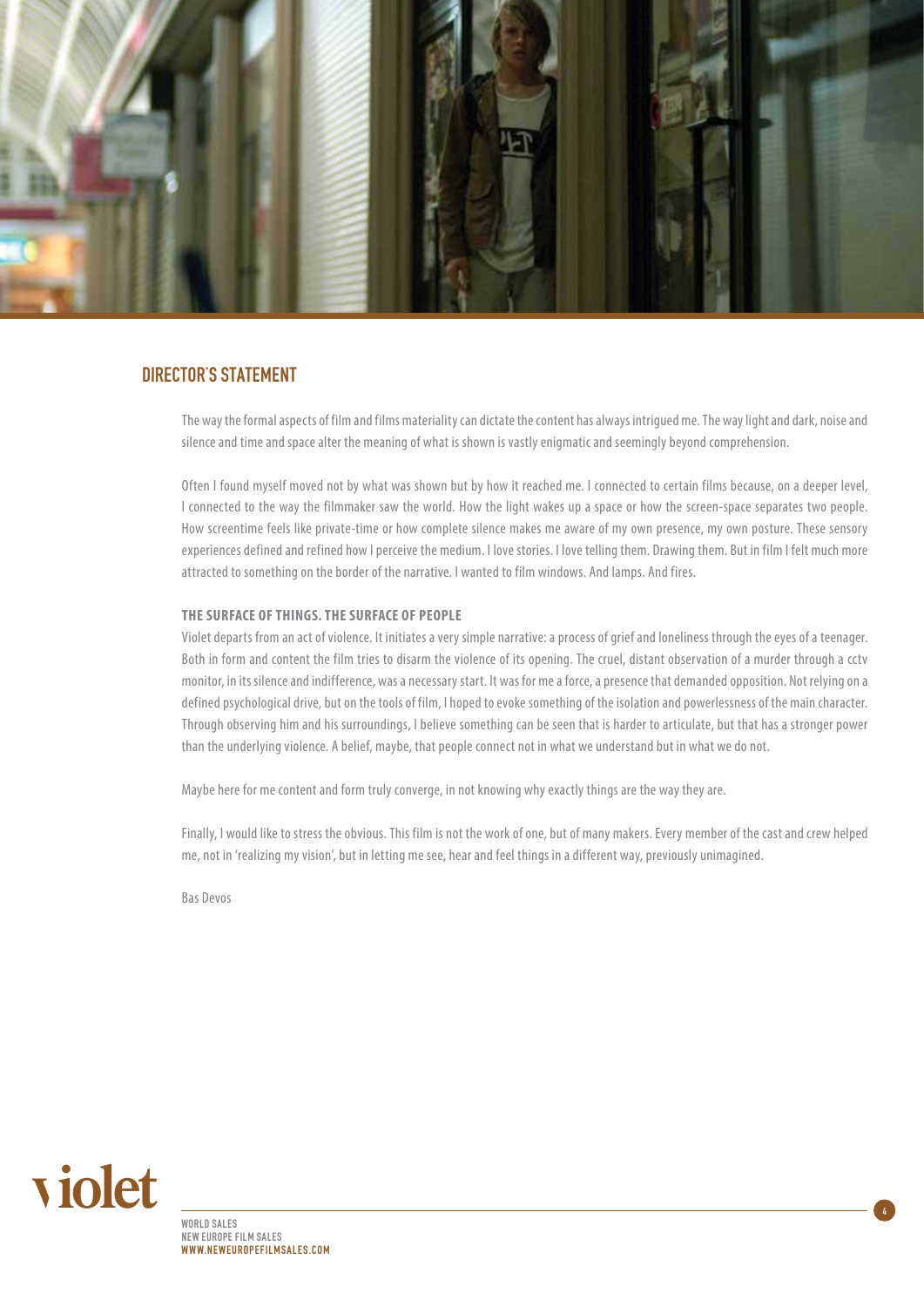## DIRECTOR'S STATEMENT

The way the formal aspects of film and films materiality can dictate the content has always intrigued me. The way light and dark, noise and silence and time and space alter the meaning of what is shown is vastly enigmatic and seemingly beyond comprehension.

Often I found myself moved not by what was shown but by how it reached me. I connected to certain films because, on a deeper level, I connected to the way the filmmaker saw the world. How the light wakes up a space or how the screen-space separates two people. How screentime feels like private-time or how complete silence makes me aware of my own presence, my own posture. These sensory experiences defined and refined how I perceive the medium. I love stories. I love telling them. Drawing them. But in film I felt much more attracted to something on the border of the narrative. I wanted to film windows. And lamps. And fires.

**THE SURFACE OF THINGS. THE SURFACE OF PEOPLE**

Violet departs from an act of violence. It initiates a very simple narrative: a process of grief and loneliness through the eyes of a teenager. Both in form and content the film tries to disarm the violence of its opening. The cruel, distant observation of a murder through a cctv monitor, in its silence and indifference, was a necessary start. It was for me a force, a presence that demanded opposition. Not relying on a defined psychological drive, but on the tools of film, I hoped to evoke something of the isolation and powerlessness of the main character. Through observing him and his surroundings, I believe something can be seen that is harder to articulate, but that has a stronger power than the underlying violence. A belief, maybe, that people connect not in what we understand but in what we do not.

Maybe here for me content and form truly converge, in not knowing why exactly things are the way they are.

Finally, I would like to stress the obvious. This film is not the work of one, but of many makers. Every member of the cast and crew helped me, not in 'realizing my vision', but in letting me see, hear and feel things in a different way, previously unimagined.

Bas Devos

violet

WORLD SALES
NEW EUROPE FILM SALES
WWW.NEWEUROPEFILMSALES.COM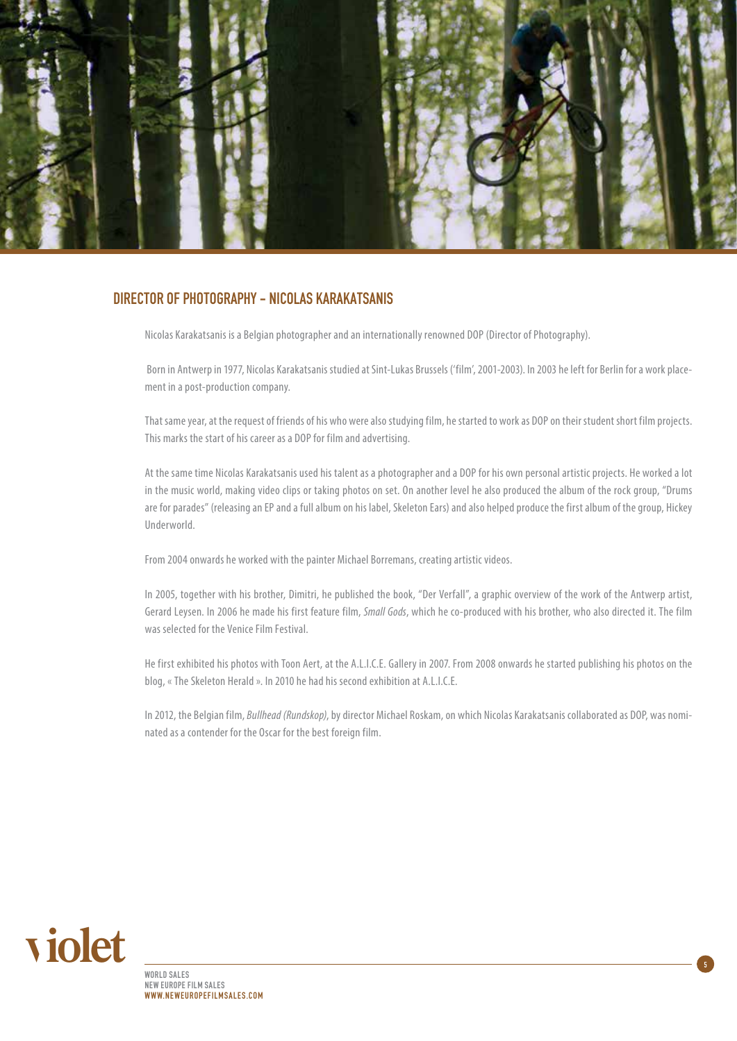## DIRECTOR OF PHOTOGRAPHY – NICOLAS KARAKATSANIS

Nicolas Karakatsanis is a Belgian photographer and an internationally renowned DOP (Director of Photography).

Born in Antwerp in 1977, Nicolas Karakatsanis studied at Sint-Lukas Brussels ('film', 2001-2003). In 2003 he left for Berlin for a work placement in a post-production company.

That same year, at the request of friends of his who were also studying film, he started to work as DOP on their student short film projects. This marks the start of his career as a DOP for film and advertising.

At the same time Nicolas Karakatsanis used his talent as a photographer and a DOP for his own personal artistic projects. He worked a lot in the music world, making video clips or taking photos on set. On another level he also produced the album of the rock group, "Drums are for parades" (releasing an EP and a full album on his label, Skeleton Ears) and also helped produce the first album of the group, Hickey Underworld.

From 2004 onwards he worked with the painter Michael Borremans, creating artistic videos.

In 2005, together with his brother, Dimitri, he published the book, "Der Verfall", a graphic overview of the work of the Antwerp artist, Gerard Leysen. In 2006 he made his first feature film, *Small Gods*, which he co-produced with his brother, who also directed it. The film was selected for the Venice Film Festival.

He first exhibited his photos with Toon Aert, at the A.L.I.C.E. Gallery in 2007. From 2008 onwards he started publishing his photos on the blog, « The Skeleton Herald ». In 2010 he had his second exhibition at A.L.I.C.E.

In 2012, the Belgian film, *Bullhead (Rundskop)*, by director Michael Roskam, on which Nicolas Karakatsanis collaborated as DOP, was nominated as a contender for the Oscar for the best foreign film.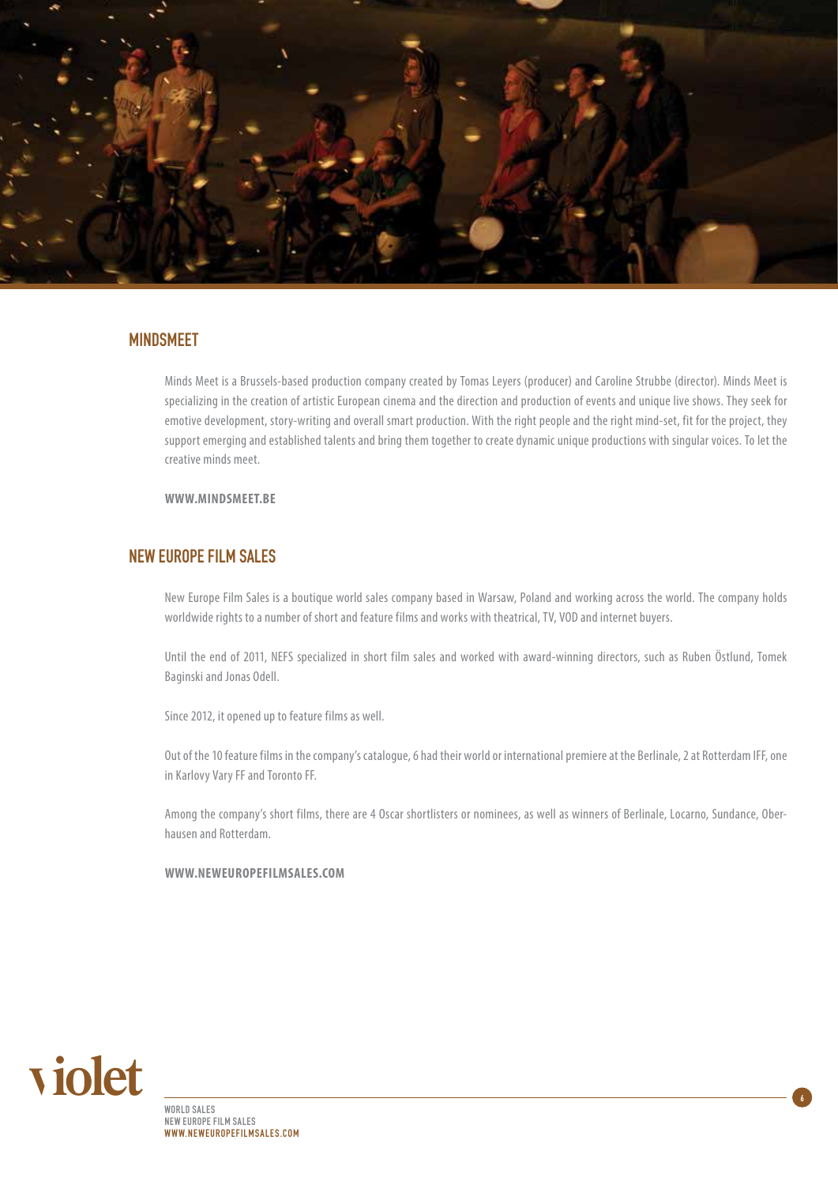## MINDSMEET

Minds Meet is a Brussels-based production company created by Tomas Leyers (producer) and Caroline Strubbe (director). Minds Meet is specializing in the creation of artistic European cinema and the direction and production of events and unique live shows. They seek for emotive development, story-writing and overall smart production. With the right people and the right mind-set, fit for the project, they support emerging and established talents and bring them together to create dynamic unique productions with singular voices. To let the creative minds meet.

**WWW.MINDSMEET.BE**

## NEW EUROPE FILM SALES

New Europe Film Sales is a boutique world sales company based in Warsaw, Poland and working across the world. The company holds worldwide rights to a number of short and feature films and works with theatrical, TV, VOD and internet buyers.

Until the end of 2011, NEFS specialized in short film sales and worked with award-winning directors, such as Ruben Östlund, Tomek Baginski and Jonas Odell.

Since 2012, it opened up to feature films as well.

Out of the 10 feature films in the company's catalogue, 6 had their world or international premiere at the Berlinale, 2 at Rotterdam IFF, one in Karlovy Vary FF and Toronto FF.

Among the company's short films, there are 4 Oscar shortlisters or nominees, as well as winners of Berlinale, Locarno, Sundance, Oberhausen and Rotterdam.

**WWW.NEWEUROPEFILMSALES.COM**

violet

WORLD SALES
NEW EUROPE FILM SALES
**WWW.NEWEUROPEFILMSALES.COM**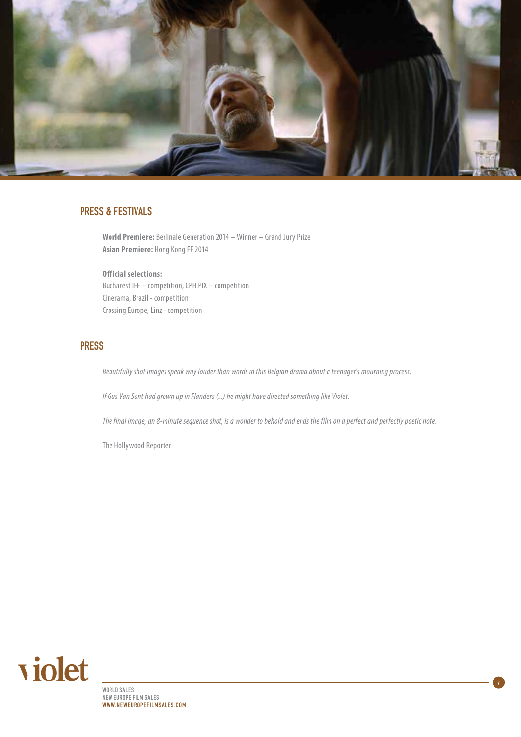## PRESS & FESTIVALS

**World Premiere:** Berlinale Generation 2014 – Winner – Grand Jury Prize
**Asian Premiere:** Hong Kong FF 2014

**Official selections:**
Bucharest IFF – competition, CPH PIX – competition
Cinerama, Brazil - competition
Crossing Europe, Linz - competition

## PRESS

*Beautifully shot images speak way louder than words in this Belgian drama about a teenager's mourning process.*

*If Gus Van Sant had grown up in Flanders (...) he might have directed something like Violet.*

*The final image, an 8-minute sequence shot, is a wonder to behold and ends the film on a perfect and perfectly poetic note.*

The Hollywood Reporter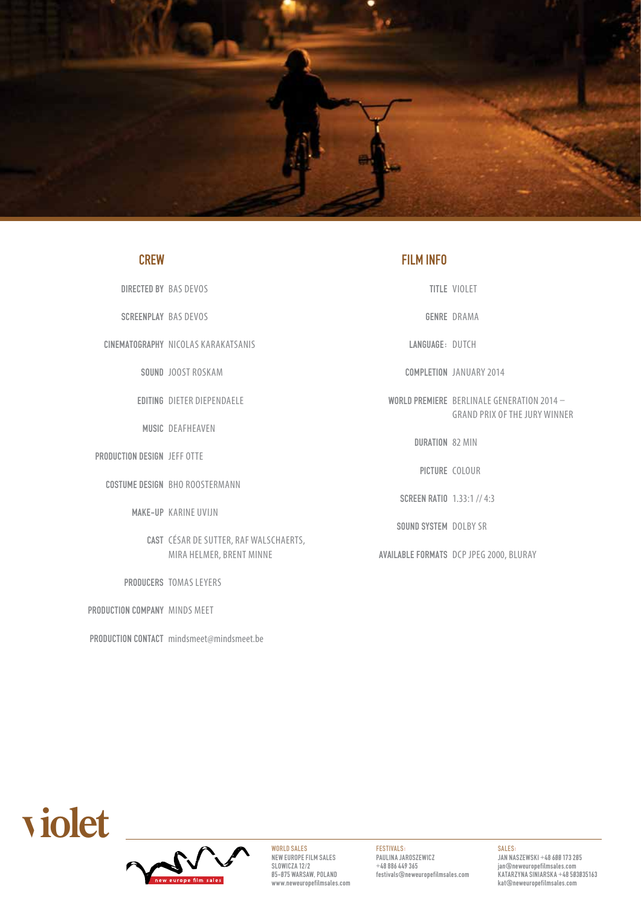## CREW

**DIRECTED BY** BAS DEVOS

**SCREENPLAY** BAS DEVOS

**CINEMATOGRAPHY** NICOLAS KARAKATSANIS

**SOUND** JOOST ROSKAM

**EDITING** DIETER DIEPENDAELE

**MUSIC** DEAFHEAVEN

**PRODUCTION DESIGN** JEFF OTTE

**COSTUME DESIGN** BHO ROOSTERMANN

**MAKE-UP** KARINE UVIJN

**CAST** CÉSAR DE SUTTER, RAF WALSCHAERTS, MIRA HELMER, BRENT MINNE

**PRODUCERS** TOMAS LEYERS

**PRODUCTION COMPANY** MINDS MEET

**PRODUCTION CONTACT** mindsmeet@mindsmeet.be

## FILM INFO

**TITLE** VIOLET

**GENRE** DRAMA

**LANGUAGE:** DUTCH

**COMPLETION** JANUARY 2014

**WORLD PREMIERE** BERLINALE GENERATION 2014 – GRAND PRIX OF THE JURY WINNER

**DURATION** 82 MIN

**PICTURE** COLOUR

**SCREEN RATIO** 1.33:1 // 4:3

**SOUND SYSTEM** DOLBY SR

**AVAILABLE FORMATS** DCP JPEG 2000, BLURAY

violet

new europe film sales

**WORLD SALES**
NEW EUROPE FILM SALES
SLOWICZA 12/2
05-075 WARSAW, POLAND
www.neweuropefilmsales.com

**FESTIVALS:**
PAULINA JAROSZEWICZ
+48 886 449 365
festivals@neweuropefilmsales.com

**SALES:**
JAN NASZEWSKI +48 600 173 205
jan@neweuropefilmsales.com
KATARZYNA SINIARSKA +48 503035163
kat@neweuropefilmsales.com